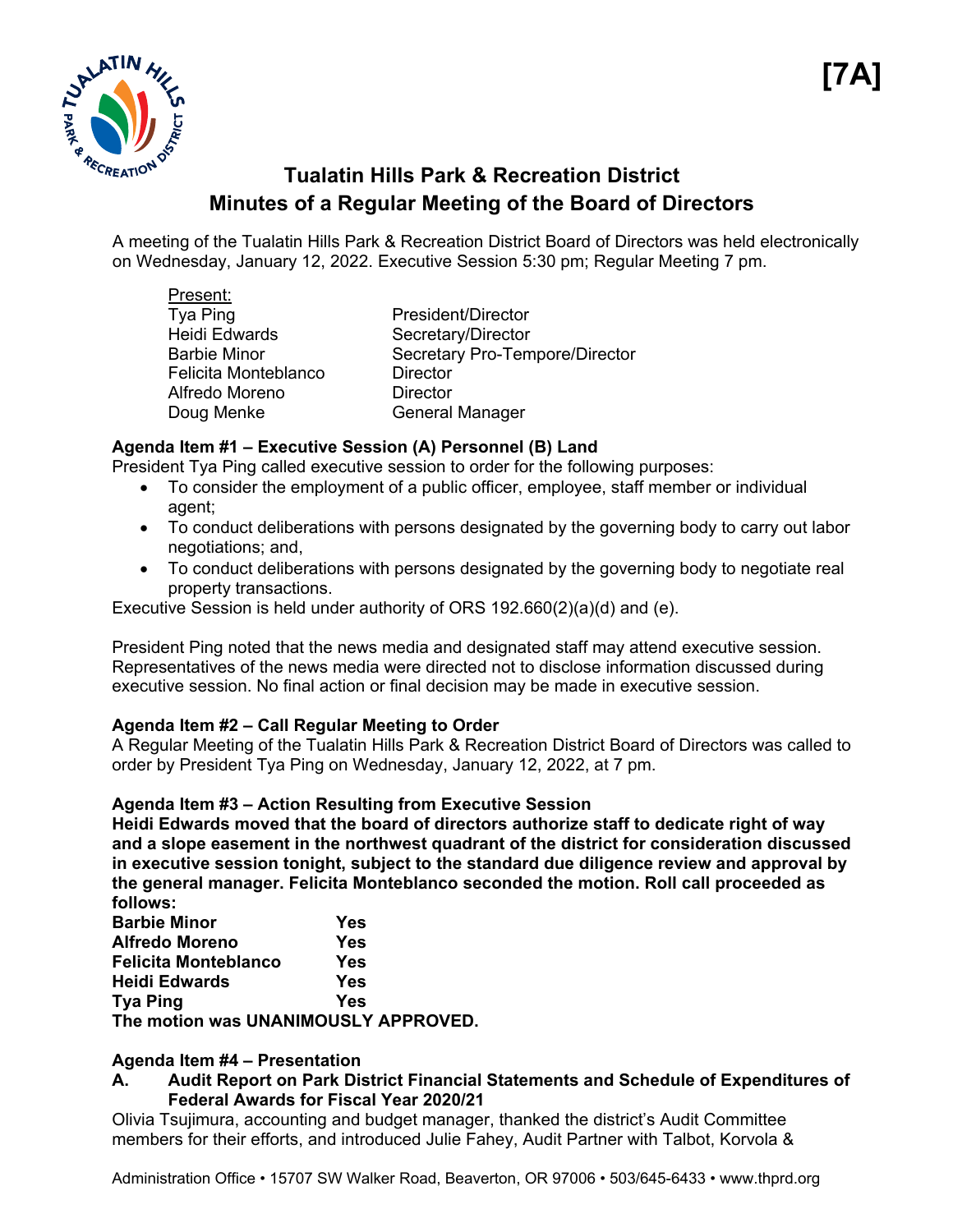[7A]

# Tualatin Hills Park & Recreation District
## Minutes of a Regular Meeting of the Board of Directors

A meeting of the Tualatin Hills Park & Recreation District Board of Directors was held electronically on Wednesday, January 12, 2022. Executive Session 5:30 pm; Regular Meeting 7 pm.

Present:

| | |
|---|---|
| Tya Ping | President/Director |
| Heidi Edwards | Secretary/Director |
| Barbie Minor | Secretary Pro-Tempore/Director |
| Felicita Monteblanco | Director |
| Alfredo Moreno | Director |
| Doug Menke | General Manager |

**Agenda Item #1 – Executive Session (A) Personnel (B) Land**

President Tya Ping called executive session to order for the following purposes:

- To consider the employment of a public officer, employee, staff member or individual agent;
- To conduct deliberations with persons designated by the governing body to carry out labor negotiations; and,
- To conduct deliberations with persons designated by the governing body to negotiate real property transactions.

Executive Session is held under authority of ORS 192.660(2)(a)(d) and (e).

President Ping noted that the news media and designated staff may attend executive session. Representatives of the news media were directed not to disclose information discussed during executive session. No final action or final decision may be made in executive session.

**Agenda Item #2 – Call Regular Meeting to Order**

A Regular Meeting of the Tualatin Hills Park & Recreation District Board of Directors was called to order by President Tya Ping on Wednesday, January 12, 2022, at 7 pm.

**Agenda Item #3 – Action Resulting from Executive Session**

**Heidi Edwards moved that the board of directors authorize staff to dedicate right of way and a slope easement in the northwest quadrant of the district for consideration discussed in executive session tonight, subject to the standard due diligence review and approval by the general manager. Felicita Monteblanco seconded the motion. Roll call proceeded as follows:**

| | |
|---|---|
| **Barbie Minor** | **Yes** |
| **Alfredo Moreno** | **Yes** |
| **Felicita Monteblanco** | **Yes** |
| **Heidi Edwards** | **Yes** |
| **Tya Ping** | **Yes** |

**The motion was UNANIMOUSLY APPROVED.**

**Agenda Item #4 – Presentation**

**A. Audit Report on Park District Financial Statements and Schedule of Expenditures of Federal Awards for Fiscal Year 2020/21**

Olivia Tsujimura, accounting and budget manager, thanked the district's Audit Committee members for their efforts, and introduced Julie Fahey, Audit Partner with Talbot, Korvola &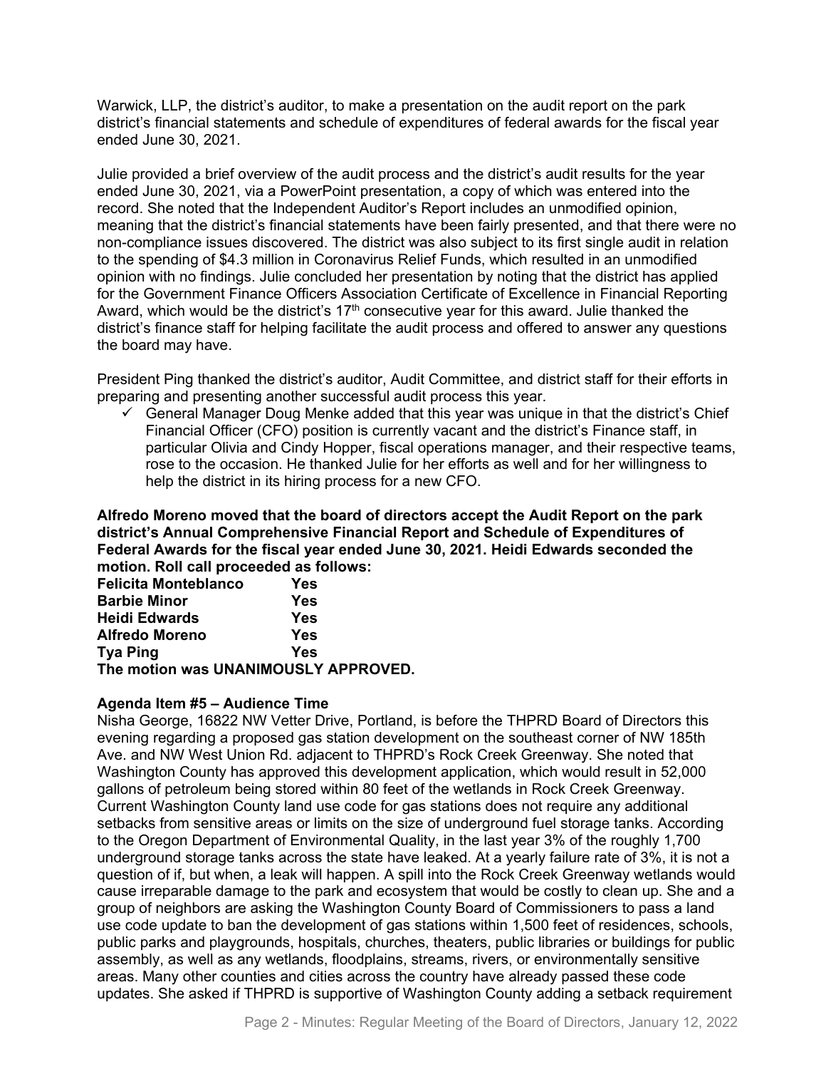Warwick, LLP, the district's auditor, to make a presentation on the audit report on the park district's financial statements and schedule of expenditures of federal awards for the fiscal year ended June 30, 2021.

Julie provided a brief overview of the audit process and the district's audit results for the year ended June 30, 2021, via a PowerPoint presentation, a copy of which was entered into the record. She noted that the Independent Auditor's Report includes an unmodified opinion, meaning that the district's financial statements have been fairly presented, and that there were no non-compliance issues discovered. The district was also subject to its first single audit in relation to the spending of $4.3 million in Coronavirus Relief Funds, which resulted in an unmodified opinion with no findings. Julie concluded her presentation by noting that the district has applied for the Government Finance Officers Association Certificate of Excellence in Financial Reporting Award, which would be the district's 17th consecutive year for this award. Julie thanked the district's finance staff for helping facilitate the audit process and offered to answer any questions the board may have.

President Ping thanked the district's auditor, Audit Committee, and district staff for their efforts in preparing and presenting another successful audit process this year.

- ✓ General Manager Doug Menke added that this year was unique in that the district's Chief Financial Officer (CFO) position is currently vacant and the district's Finance staff, in particular Olivia and Cindy Hopper, fiscal operations manager, and their respective teams, rose to the occasion. He thanked Julie for her efforts as well and for her willingness to help the district in its hiring process for a new CFO.

**Alfredo Moreno moved that the board of directors accept the Audit Report on the park district's Annual Comprehensive Financial Report and Schedule of Expenditures of Federal Awards for the fiscal year ended June 30, 2021. Heidi Edwards seconded the motion. Roll call proceeded as follows:**

| | |
|---|---|
| **Felicita Monteblanco** | **Yes** |
| **Barbie Minor** | **Yes** |
| **Heidi Edwards** | **Yes** |
| **Alfredo Moreno** | **Yes** |
| **Tya Ping** | **Yes** |

**The motion was UNANIMOUSLY APPROVED.**

**Agenda Item #5 – Audience Time**

Nisha George, 16822 NW Vetter Drive, Portland, is before the THPRD Board of Directors this evening regarding a proposed gas station development on the southeast corner of NW 185th Ave. and NW West Union Rd. adjacent to THPRD's Rock Creek Greenway. She noted that Washington County has approved this development application, which would result in 52,000 gallons of petroleum being stored within 80 feet of the wetlands in Rock Creek Greenway. Current Washington County land use code for gas stations does not require any additional setbacks from sensitive areas or limits on the size of underground fuel storage tanks. According to the Oregon Department of Environmental Quality, in the last year 3% of the roughly 1,700 underground storage tanks across the state have leaked. At a yearly failure rate of 3%, it is not a question of if, but when, a leak will happen. A spill into the Rock Creek Greenway wetlands would cause irreparable damage to the park and ecosystem that would be costly to clean up. She and a group of neighbors are asking the Washington County Board of Commissioners to pass a land use code update to ban the development of gas stations within 1,500 feet of residences, schools, public parks and playgrounds, hospitals, churches, theaters, public libraries or buildings for public assembly, as well as any wetlands, floodplains, streams, rivers, or environmentally sensitive areas. Many other counties and cities across the country have already passed these code updates. She asked if THPRD is supportive of Washington County adding a setback requirement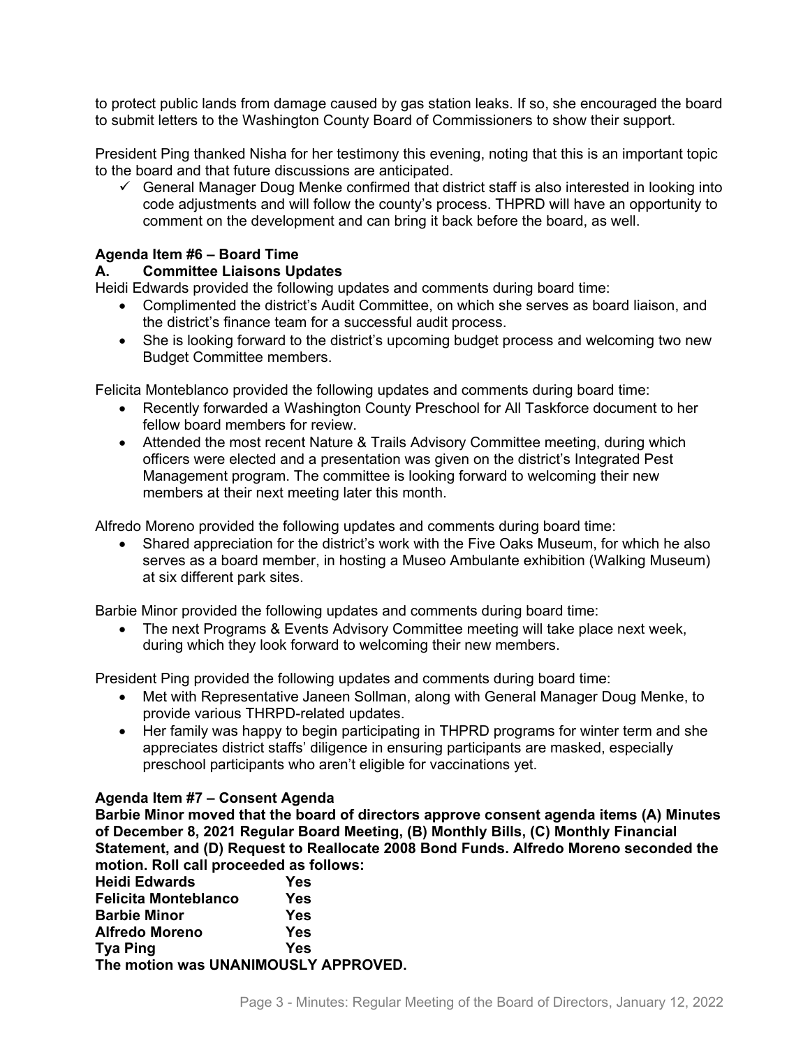to protect public lands from damage caused by gas station leaks. If so, she encouraged the board to submit letters to the Washington County Board of Commissioners to show their support.

President Ping thanked Nisha for her testimony this evening, noting that this is an important topic to the board and that future discussions are anticipated.

- ✓ General Manager Doug Menke confirmed that district staff is also interested in looking into code adjustments and will follow the county's process. THPRD will have an opportunity to comment on the development and can bring it back before the board, as well.

**Agenda Item #6 – Board Time**

**A. Committee Liaisons Updates**

Heidi Edwards provided the following updates and comments during board time:

- Complimented the district's Audit Committee, on which she serves as board liaison, and the district's finance team for a successful audit process.
- She is looking forward to the district's upcoming budget process and welcoming two new Budget Committee members.

Felicita Monteblanco provided the following updates and comments during board time:

- Recently forwarded a Washington County Preschool for All Taskforce document to her fellow board members for review.
- Attended the most recent Nature & Trails Advisory Committee meeting, during which officers were elected and a presentation was given on the district's Integrated Pest Management program. The committee is looking forward to welcoming their new members at their next meeting later this month.

Alfredo Moreno provided the following updates and comments during board time:

- Shared appreciation for the district's work with the Five Oaks Museum, for which he also serves as a board member, in hosting a Museo Ambulante exhibition (Walking Museum) at six different park sites.

Barbie Minor provided the following updates and comments during board time:

- The next Programs & Events Advisory Committee meeting will take place next week, during which they look forward to welcoming their new members.

President Ping provided the following updates and comments during board time:

- Met with Representative Janeen Sollman, along with General Manager Doug Menke, to provide various THRPD-related updates.
- Her family was happy to begin participating in THPRD programs for winter term and she appreciates district staffs' diligence in ensuring participants are masked, especially preschool participants who aren't eligible for vaccinations yet.

**Agenda Item #7 – Consent Agenda**

**Barbie Minor moved that the board of directors approve consent agenda items (A) Minutes of December 8, 2021 Regular Board Meeting, (B) Monthly Bills, (C) Monthly Financial Statement, and (D) Request to Reallocate 2008 Bond Funds. Alfredo Moreno seconded the motion. Roll call proceeded as follows:**

**Heidi Edwards Yes**
**Felicita Monteblanco Yes**
**Barbie Minor Yes**
**Alfredo Moreno Yes**
**Tya Ping Yes**
**The motion was UNANIMOUSLY APPROVED.**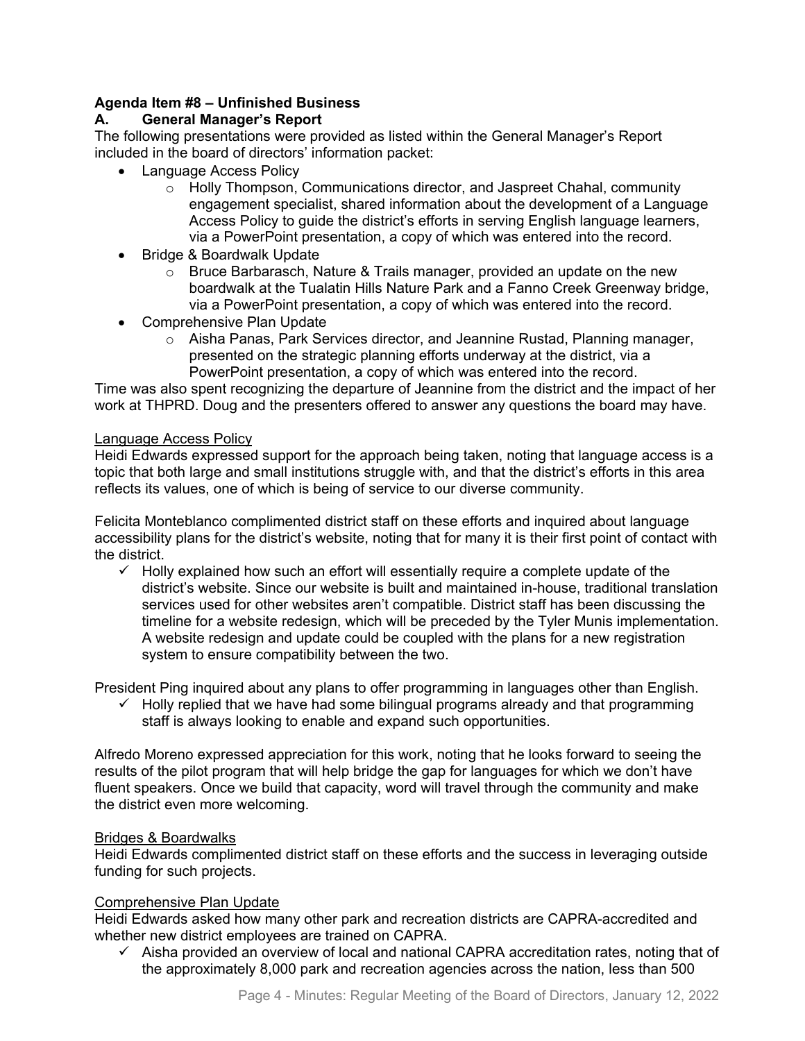**Agenda Item #8 – Unfinished Business**

**A. General Manager's Report**

The following presentations were provided as listed within the General Manager's Report included in the board of directors' information packet:

- Language Access Policy
  - Holly Thompson, Communications director, and Jaspreet Chahal, community engagement specialist, shared information about the development of a Language Access Policy to guide the district's efforts in serving English language learners, via a PowerPoint presentation, a copy of which was entered into the record.
- Bridge & Boardwalk Update
  - Bruce Barbarasch, Nature & Trails manager, provided an update on the new boardwalk at the Tualatin Hills Nature Park and a Fanno Creek Greenway bridge, via a PowerPoint presentation, a copy of which was entered into the record.
- Comprehensive Plan Update
  - Aisha Panas, Park Services director, and Jeannine Rustad, Planning manager, presented on the strategic planning efforts underway at the district, via a PowerPoint presentation, a copy of which was entered into the record.

Time was also spent recognizing the departure of Jeannine from the district and the impact of her work at THPRD. Doug and the presenters offered to answer any questions the board may have.

<u>Language Access Policy</u>

Heidi Edwards expressed support for the approach being taken, noting that language access is a topic that both large and small institutions struggle with, and that the district's efforts in this area reflects its values, one of which is being of service to our diverse community.

Felicita Monteblanco complimented district staff on these efforts and inquired about language accessibility plans for the district's website, noting that for many it is their first point of contact with the district.

- ✓ Holly explained how such an effort will essentially require a complete update of the district's website. Since our website is built and maintained in-house, traditional translation services used for other websites aren't compatible. District staff has been discussing the timeline for a website redesign, which will be preceded by the Tyler Munis implementation. A website redesign and update could be coupled with the plans for a new registration system to ensure compatibility between the two.

President Ping inquired about any plans to offer programming in languages other than English.

- ✓ Holly replied that we have had some bilingual programs already and that programming staff is always looking to enable and expand such opportunities.

Alfredo Moreno expressed appreciation for this work, noting that he looks forward to seeing the results of the pilot program that will help bridge the gap for languages for which we don't have fluent speakers. Once we build that capacity, word will travel through the community and make the district even more welcoming.

<u>Bridges & Boardwalks</u>

Heidi Edwards complimented district staff on these efforts and the success in leveraging outside funding for such projects.

<u>Comprehensive Plan Update</u>

Heidi Edwards asked how many other park and recreation districts are CAPRA-accredited and whether new district employees are trained on CAPRA.

- ✓ Aisha provided an overview of local and national CAPRA accreditation rates, noting that of the approximately 8,000 park and recreation agencies across the nation, less than 500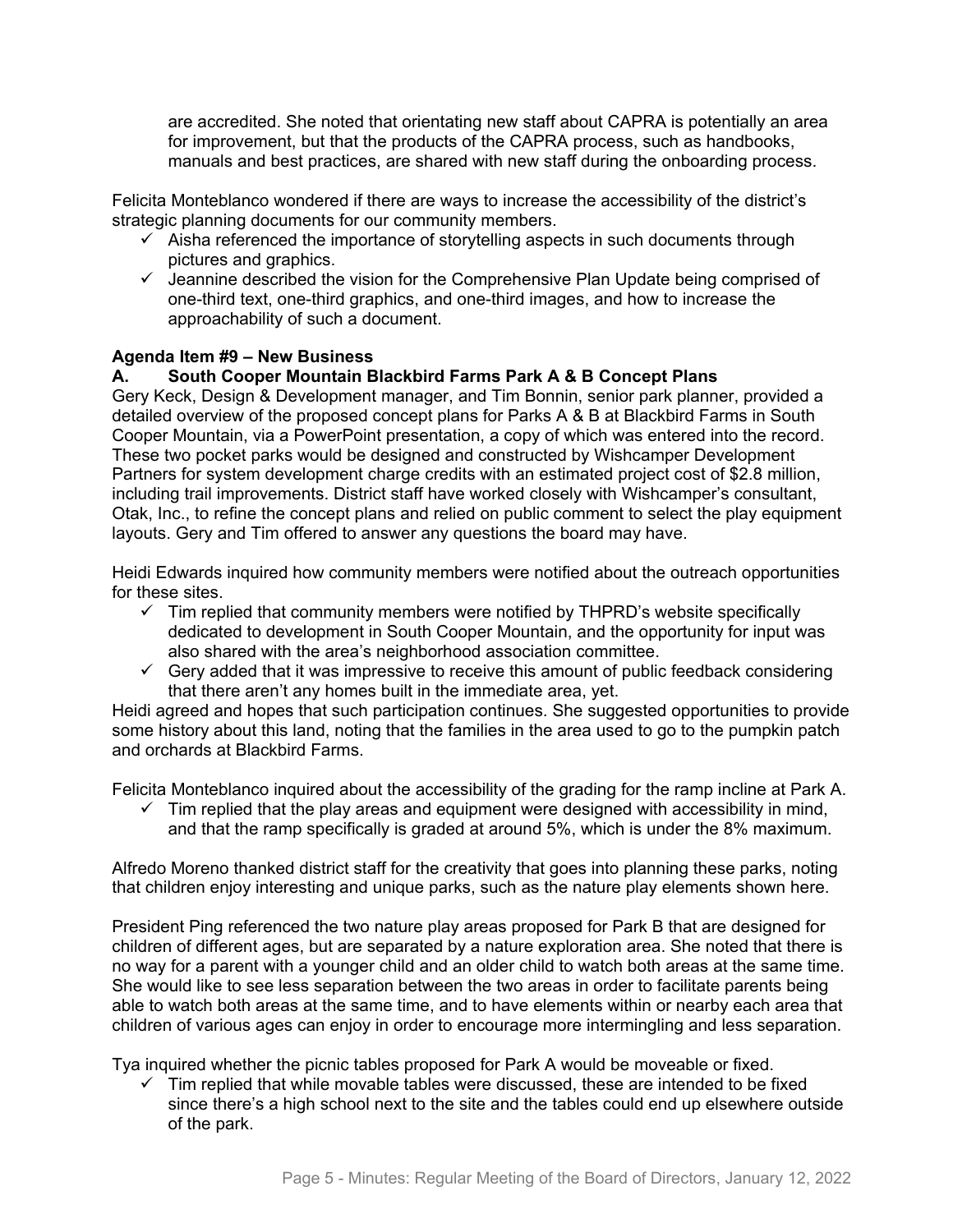are accredited. She noted that orientating new staff about CAPRA is potentially an area for improvement, but that the products of the CAPRA process, such as handbooks, manuals and best practices, are shared with new staff during the onboarding process.

Felicita Monteblanco wondered if there are ways to increase the accessibility of the district's strategic planning documents for our community members.

- ✓ Aisha referenced the importance of storytelling aspects in such documents through pictures and graphics.
- ✓ Jeannine described the vision for the Comprehensive Plan Update being comprised of one-third text, one-third graphics, and one-third images, and how to increase the approachability of such a document.

**Agenda Item #9 – New Business**

**A. South Cooper Mountain Blackbird Farms Park A & B Concept Plans**

Gery Keck, Design & Development manager, and Tim Bonnin, senior park planner, provided a detailed overview of the proposed concept plans for Parks A & B at Blackbird Farms in South Cooper Mountain, via a PowerPoint presentation, a copy of which was entered into the record. These two pocket parks would be designed and constructed by Wishcamper Development Partners for system development charge credits with an estimated project cost of $2.8 million, including trail improvements. District staff have worked closely with Wishcamper's consultant, Otak, Inc., to refine the concept plans and relied on public comment to select the play equipment layouts. Gery and Tim offered to answer any questions the board may have.

Heidi Edwards inquired how community members were notified about the outreach opportunities for these sites.

- ✓ Tim replied that community members were notified by THPRD's website specifically dedicated to development in South Cooper Mountain, and the opportunity for input was also shared with the area's neighborhood association committee.
- ✓ Gery added that it was impressive to receive this amount of public feedback considering that there aren't any homes built in the immediate area, yet.

Heidi agreed and hopes that such participation continues. She suggested opportunities to provide some history about this land, noting that the families in the area used to go to the pumpkin patch and orchards at Blackbird Farms.

Felicita Monteblanco inquired about the accessibility of the grading for the ramp incline at Park A.

- ✓ Tim replied that the play areas and equipment were designed with accessibility in mind, and that the ramp specifically is graded at around 5%, which is under the 8% maximum.

Alfredo Moreno thanked district staff for the creativity that goes into planning these parks, noting that children enjoy interesting and unique parks, such as the nature play elements shown here.

President Ping referenced the two nature play areas proposed for Park B that are designed for children of different ages, but are separated by a nature exploration area. She noted that there is no way for a parent with a younger child and an older child to watch both areas at the same time. She would like to see less separation between the two areas in order to facilitate parents being able to watch both areas at the same time, and to have elements within or nearby each area that children of various ages can enjoy in order to encourage more intermingling and less separation.

Tya inquired whether the picnic tables proposed for Park A would be moveable or fixed.

- ✓ Tim replied that while movable tables were discussed, these are intended to be fixed since there's a high school next to the site and the tables could end up elsewhere outside of the park.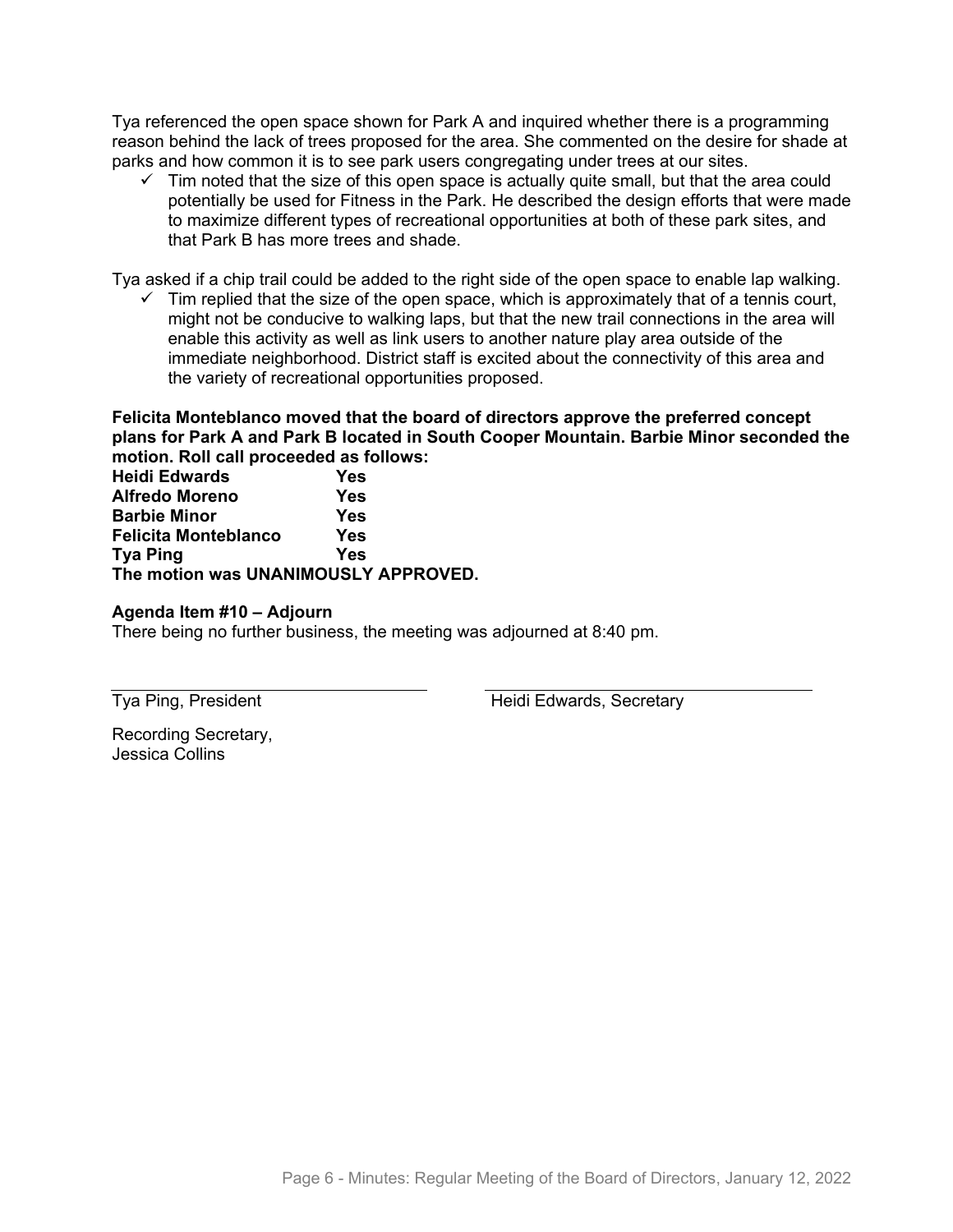Tya referenced the open space shown for Park A and inquired whether there is a programming reason behind the lack of trees proposed for the area. She commented on the desire for shade at parks and how common it is to see park users congregating under trees at our sites.

- ✓ Tim noted that the size of this open space is actually quite small, but that the area could potentially be used for Fitness in the Park. He described the design efforts that were made to maximize different types of recreational opportunities at both of these park sites, and that Park B has more trees and shade.

Tya asked if a chip trail could be added to the right side of the open space to enable lap walking.

- ✓ Tim replied that the size of the open space, which is approximately that of a tennis court, might not be conducive to walking laps, but that the new trail connections in the area will enable this activity as well as link users to another nature play area outside of the immediate neighborhood. District staff is excited about the connectivity of this area and the variety of recreational opportunities proposed.

**Felicita Monteblanco moved that the board of directors approve the preferred concept plans for Park A and Park B located in South Cooper Mountain. Barbie Minor seconded the motion. Roll call proceeded as follows:**

| | |
|---|---|
| **Heidi Edwards** | **Yes** |
| **Alfredo Moreno** | **Yes** |
| **Barbie Minor** | **Yes** |
| **Felicita Monteblanco** | **Yes** |
| **Tya Ping** | **Yes** |

**The motion was UNANIMOUSLY APPROVED.**

**Agenda Item #10 – Adjourn**

There being no further business, the meeting was adjourned at 8:40 pm.

Tya Ping, President

Heidi Edwards, Secretary

Recording Secretary,
Jessica Collins